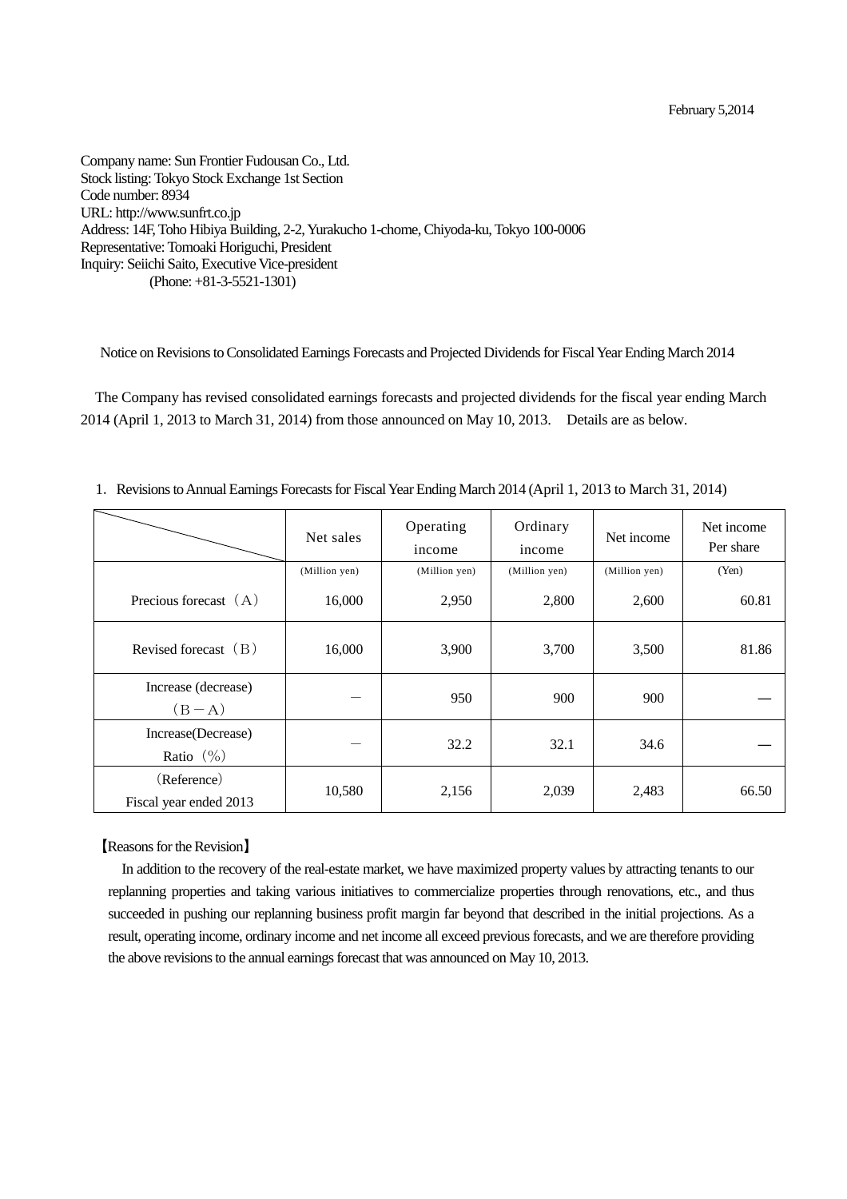February 5,2014

Company name: Sun Frontier Fudousan Co., Ltd.
Stock listing: Tokyo Stock Exchange 1st Section
Code number: 8934
URL: http://www.sunfrt.co.jp
Address: 14F, Toho Hibiya Building, 2-2, Yurakucho 1-chome, Chiyoda-ku, Tokyo 100-0006
Representative: Tomoaki Horiguchi, President
Inquiry: Seiichi Saito, Executive Vice-president
(Phone: +81-3-5521-1301)

Notice on Revisions to Consolidated Earnings Forecasts and Projected Dividends for Fiscal Year Ending March 2014

The Company has revised consolidated earnings forecasts and projected dividends for the fiscal year ending March 2014 (April 1, 2013 to March 31, 2014) from those announced on May 10, 2013. Details are as below.

1. Revisions to Annual Earnings Forecasts for Fiscal Year Ending March 2014 (April 1, 2013 to March 31, 2014)

| | Net sales | Operating income | Ordinary income | Net income | Net income Per share |
|---|---|---|---|---|---|
| | (Million yen) | (Million yen) | (Million yen) | (Million yen) | (Yen) |
| Precious forecast（A） | 16,000 | 2,950 | 2,800 | 2,600 | 60.81 |
| Revised forecast（B） | 16,000 | 3,900 | 3,700 | 3,500 | 81.86 |
| Increase (decrease)（B－A） | － | 950 | 900 | 900 | ― |
| Increase(Decrease) Ratio（%） | － | 32.2 | 32.1 | 34.6 | ― |
| （Reference） Fiscal year ended 2013 | 10,580 | 2,156 | 2,039 | 2,483 | 66.50 |

【Reasons for the Revision】

In addition to the recovery of the real-estate market, we have maximized property values by attracting tenants to our replanning properties and taking various initiatives to commercialize properties through renovations, etc., and thus succeeded in pushing our replanning business profit margin far beyond that described in the initial projections. As a result, operating income, ordinary income and net income all exceed previous forecasts, and we are therefore providing the above revisions to the annual earnings forecast that was announced on May 10, 2013.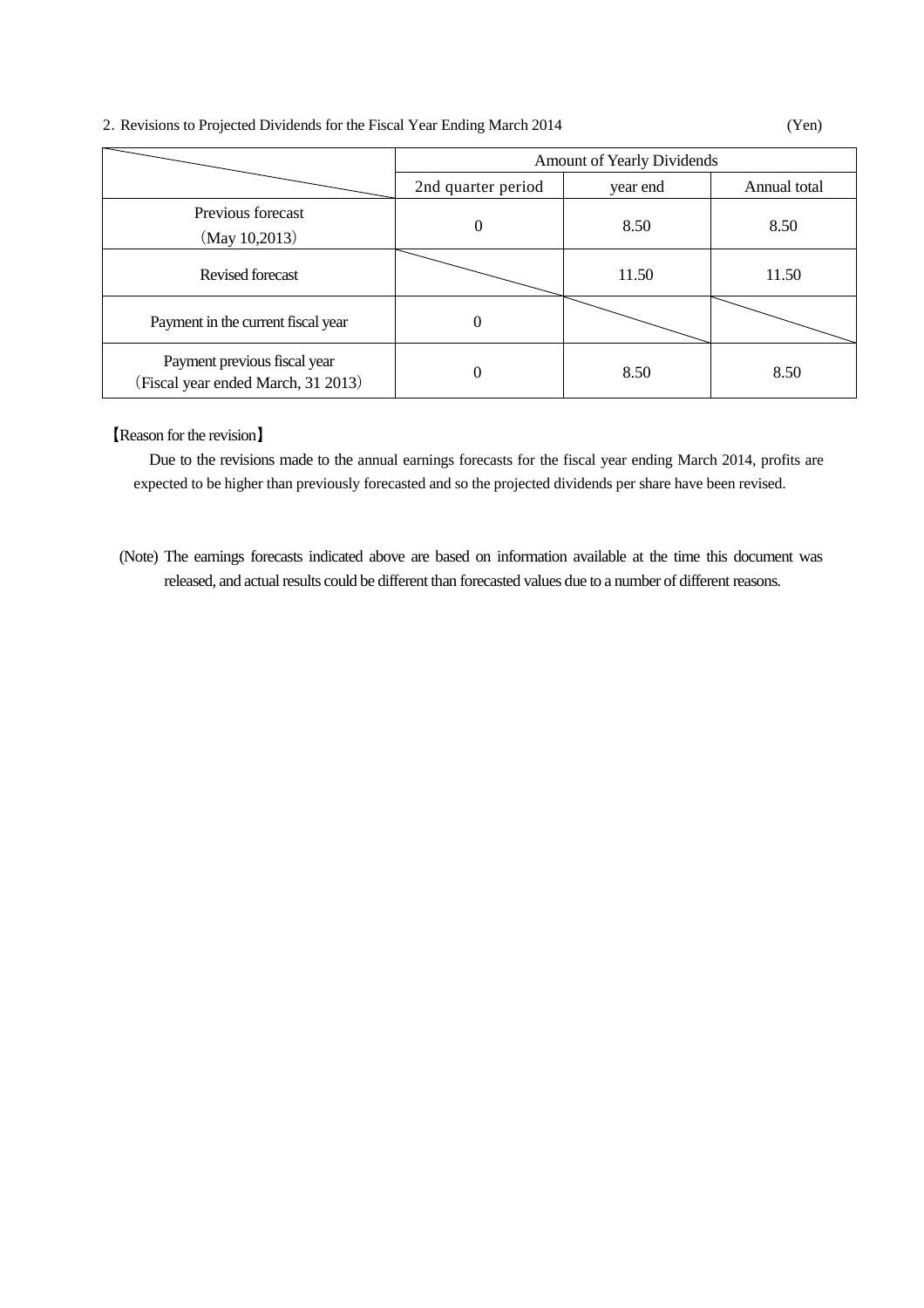2. Revisions to Projected Dividends for the Fiscal Year Ending March 2014 (Yen)

| | Amount of Yearly Dividends | | |
|---|---|---|---|
| | 2nd quarter period | year end | Annual total |
| Previous forecast (May 10,2013) | 0 | 8.50 | 8.50 |
| Revised forecast | | 11.50 | 11.50 |
| Payment in the current fiscal year | 0 | | |
| Payment previous fiscal year (Fiscal year ended March, 31 2013) | 0 | 8.50 | 8.50 |

【Reason for the revision】

Due to the revisions made to the annual earnings forecasts for the fiscal year ending March 2014, profits are expected to be higher than previously forecasted and so the projected dividends per share have been revised.

(Note) The earnings forecasts indicated above are based on information available at the time this document was released, and actual results could be different than forecasted values due to a number of different reasons.